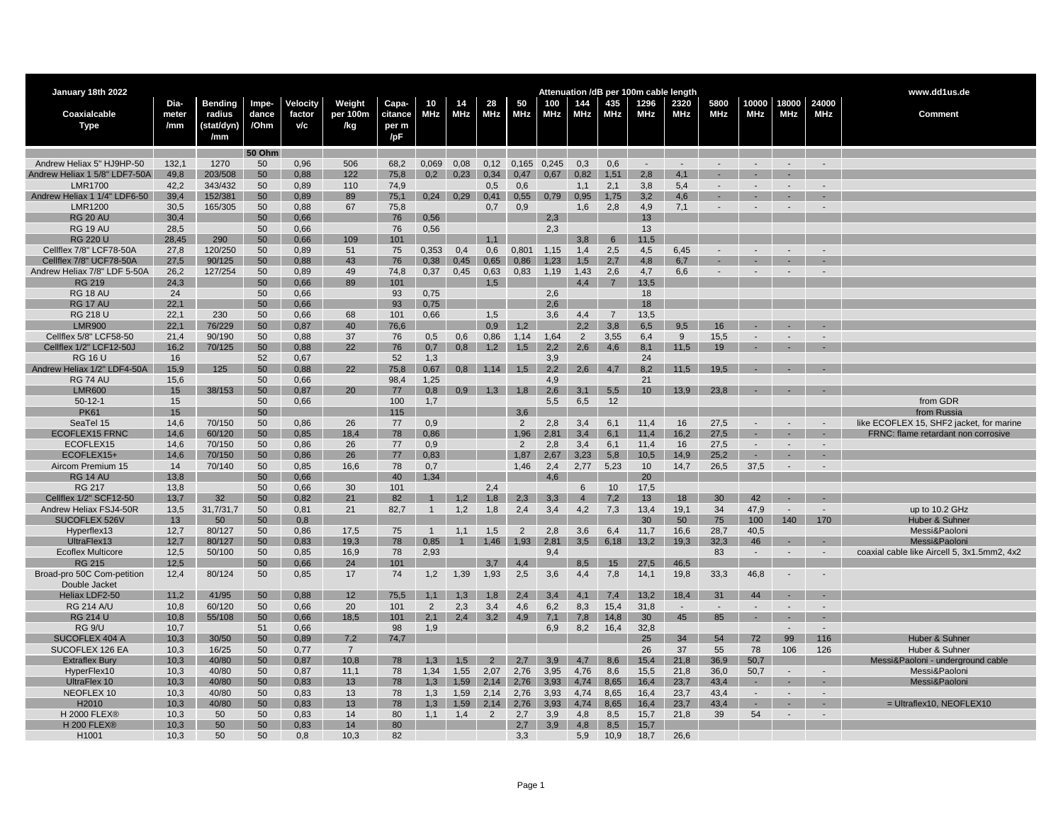| January 18th 2022 | | | | | | | | | | | | | Attenuation /dB per 100m cable length | | | | | | | www.dd1us.de |
|---|---|---|---|---|---|---|---|---|---|---|---|---|---|---|---|---|---|---|---|---|
| Coaxialcable Type | Dia-meter /mm | Bending radius (stat/dyn) /mm | Impe-dance /Ohm | Velocity factor v/c | Weight per 100m /kg | Capa-citance per m /pF | 10 MHz | 14 MHz | 28 MHz | 50 MHz | 100 MHz | 144 MHz | 435 MHz | 1296 MHz | 2320 MHz | 5800 MHz | 10000 MHz | 18000 MHz | 24000 MHz | Comment |
| | | | 50 Ohm | | | | | | | | | | | | | | | | | |
| Andrew Heliax 5" HJ9HP-50 | 132,1 | 1270 | 50 | 0,96 | 506 | 68,2 | 0,069 | 0,08 | 0,12 | 0,165 | 0,245 | 0,3 | 0,6 | - | - | - | - | - | - | |
| Andrew Heliax 1 5/8" LDF7-50A | 49,8 | 203/508 | 50 | 0,88 | 122 | 75,8 | 0,2 | 0,23 | 0,34 | 0,47 | 0,67 | 0,82 | 1,51 | 2,8 | 4,1 | - | - | - | | |
| LMR1700 | 42,2 | 343/432 | 50 | 0,89 | 110 | 74,9 | | | 0,5 | 0,6 | | 1,1 | 2,1 | 3,8 | 5,4 | - | - | - | - | |
| Andrew Heliax 1 1/4" LDF6-50 | 39,4 | 152/381 | 50 | 0,89 | 89 | 75,1 | 0,24 | 0,29 | 0,41 | 0,55 | 0,79 | 0,95 | 1,75 | 3,2 | 4,6 | - | - | - | - | |
| LMR1200 | 30,5 | 165/305 | 50 | 0,88 | 67 | 75,8 | | | 0,7 | 0,9 | | 1,6 | 2,8 | 4,9 | 7,1 | - | - | - | - | |
| RG 20 AU | 30,4 | | 50 | 0,66 | | 76 | 0,56 | | | | 2,3 | | | 13 | | | | | | |
| RG 19 AU | 28,5 | | 50 | 0,66 | | 76 | 0,56 | | | | 2,3 | | | 13 | | | | | | |
| RG 220 U | 28,45 | 290 | 50 | 0,66 | 109 | 101 | | | 1,1 | | | 3,8 | 6 | 11,5 | | | | | | |
| Cellflex 7/8" LCF78-50A | 27,8 | 120/250 | 50 | 0,89 | 51 | 75 | 0,353 | 0,4 | 0,6 | 0,801 | 1,15 | 1,4 | 2,5 | 4,5 | 6,45 | - | - | - | - | |
| Cellflex 7/8" UCF78-50A | 27,5 | 90/125 | 50 | 0,88 | 43 | 76 | 0,38 | 0,45 | 0,65 | 0,86 | 1,23 | 1,5 | 2,7 | 4,8 | 6,7 | - | - | - | - | |
| Andrew Heliax 7/8" LDF 5-50A | 26,2 | 127/254 | 50 | 0,89 | 49 | 74,8 | 0,37 | 0,45 | 0,63 | 0,83 | 1,19 | 1,43 | 2,6 | 4,7 | 6,6 | - | - | - | - | |
| RG 219 | 24,3 | | 50 | 0,66 | 89 | 101 | | | 1,5 | | | 4,4 | 7 | 13,5 | | | | | | |
| RG 18 AU | 24 | | 50 | 0,66 | | 93 | 0,75 | | | | 2,6 | | | 18 | | | | | | |
| RG 17 AU | 22,1 | | 50 | 0,66 | | 93 | 0,75 | | | | 2,6 | | | 18 | | | | | | |
| RG 218 U | 22,1 | 230 | 50 | 0,66 | 68 | 101 | 0,66 | | 1,5 | | 3,6 | 4,4 | 7 | 13,5 | | | | | | |
| LMR900 | 22,1 | 76/229 | 50 | 0,87 | 40 | 76,6 | | | 0,9 | 1,2 | | 2,2 | 3,8 | 6,5 | 9,5 | 16 | - | - | - | |
| Cellflex 5/8" LCF58-50 | 21,4 | 90/190 | 50 | 0,88 | 37 | 76 | 0,5 | 0,6 | 0,86 | 1,14 | 1,64 | 2 | 3,55 | 6,4 | 9 | 15,5 | - | - | - | |
| Cellflex 1/2" LCF12-50J | 16,2 | 70/125 | 50 | 0,88 | 22 | 76 | 0,7 | 0,8 | 1,2 | 1,5 | 2,2 | 2,6 | 4,6 | 8,1 | 11,5 | 19 | - | - | - | |
| RG 16 U | 16 | | 52 | 0,67 | | 52 | 1,3 | | | | 3,9 | | | 24 | | | | | | |
| Andrew Heliax 1/2" LDF4-50A | 15,9 | 125 | 50 | 0,88 | 22 | 75,8 | 0,67 | 0,8 | 1,14 | 1,5 | 2,2 | 2,6 | 4,7 | 8,2 | 11,5 | 19,5 | - | - | - | |
| RG 74 AU | 15,6 | | 50 | 0,66 | | 98,4 | 1,25 | | | | 4,9 | | | 21 | | | | | | |
| LMR600 | 15 | 38/153 | 50 | 0,87 | 20 | 77 | 0,8 | 0,9 | 1,3 | 1,8 | 2,6 | 3,1 | 5,5 | 10 | 13,9 | 23,8 | - | - | - | |
| 50-12-1 | 15 | | 50 | 0,66 | | 100 | 1,7 | | | | 5,5 | 6,5 | 12 | | | | | | | from GDR |
| PK61 | 15 | | 50 | | | 115 | | | | 3,6 | | | | | | | | | | from Russia |
| SeaTel 15 | 14,6 | 70/150 | 50 | 0,86 | 26 | 77 | 0,9 | | | 2 | 2,8 | 3,4 | 6,1 | 11,4 | 16 | 27,5 | - | - | - | like ECOFLEX 15, SHF2 jacket, for marine |
| ECOFLEX15 FRNC | 14,6 | 60/120 | 50 | 0,85 | 18,4 | 78 | 0,86 | | | 1,96 | 2,81 | 3,4 | 6,1 | 11,4 | 16,2 | 27,5 | - | - | - | FRNC: flame retardant non corrosive |
| ECOFLEX15 | 14,6 | 70/150 | 50 | 0,86 | 26 | 77 | 0,9 | | | 2 | 2,8 | 3,4 | 6,1 | 11,4 | 16 | 27,5 | - | - | - | |
| ECOFLEX15+ | 14,6 | 70/150 | 50 | 0,86 | 26 | 77 | 0,83 | | | 1,87 | 2,67 | 3,23 | 5,8 | 10,5 | 14,9 | 25,2 | - | - | - | |
| Aircom Premium 15 | 14 | 70/140 | 50 | 0,85 | 16,6 | 78 | 0,7 | | | 1,46 | 2,4 | 2,77 | 5,23 | 10 | 14,7 | 26,5 | 37,5 | - | - | |
| RG 14 AU | 13,8 | | 50 | 0,66 | | 40 | 1,34 | | | | 4,6 | | | 20 | | | | | | |
| RG 217 | 13,8 | | 50 | 0,66 | 30 | 101 | | | 2,4 | | | 6 | 10 | 17,5 | | | | | | |
| Cellflex 1/2" SCF12-50 | 13,7 | 32 | 50 | 0,82 | 21 | 82 | 1 | 1,2 | 1,8 | 2,3 | 3,3 | 4 | 7,2 | 13 | 18 | 30 | 42 | - | - | |
| Andrew Heliax FSJ4-50R | 13,5 | 31,7/31,7 | 50 | 0,81 | 21 | 82,7 | 1 | 1,2 | 1,8 | 2,4 | 3,4 | 4,2 | 7,3 | 13,4 | 19,1 | 34 | 47,9 | - | - | up to 10.2 GHz |
| SUCOFLEX 526V | 13 | 50 | 50 | 0,8 | | | | | | | | | | 30 | 50 | 75 | 100 | 140 | 170 | Huber & Suhner |
| Hyperflex13 | 12,7 | 80/127 | 50 | 0,86 | 17,5 | 75 | 1 | 1,1 | 1,5 | 2 | 2,8 | 3,6 | 6,4 | 11,7 | 16,6 | 28,7 | 40,5 | | | Messi&Paoloni |
| UltraFlex13 | 12,7 | 80/127 | 50 | 0,83 | 19,3 | 78 | 0,85 | 1 | 1,46 | 1,93 | 2,81 | 3,5 | 6,18 | 13,2 | 19,3 | 32,3 | 46 | - | - | Messi&Paoloni |
| Ecoflex Multicore | 12,5 | 50/100 | 50 | 0,85 | 16,9 | 78 | 2,93 | | | | 9,4 | | | | | 83 | - | - | - | coaxial cable like Aircell 5, 3x1.5mm2, 4x2 |
| RG 215 | 12,5 | | 50 | 0,66 | 24 | 101 | | | 3,7 | 4,4 | | 8,5 | 15 | 27,5 | 46,5 | | | | | |
| Broad-pro 50C Com-petition Double Jacket | 12,4 | 80/124 | 50 | 0,85 | 17 | 74 | 1,2 | 1,39 | 1,93 | 2,5 | 3,6 | 4,4 | 7,8 | 14,1 | 19,8 | 33,3 | 46,8 | - | - | |
| Heliax LDF2-50 | 11,2 | 41/95 | 50 | 0,88 | 12 | 75,5 | 1,1 | 1,3 | 1,8 | 2,4 | 3,4 | 4,1 | 7,4 | 13,2 | 18,4 | 31 | 44 | - | - | |
| RG 214 A/U | 10,8 | 60/120 | 50 | 0,66 | 20 | 101 | 2 | 2,3 | 3,4 | 4,6 | 6,2 | 8,3 | 15,4 | 31,8 | - | - | - | - | - | |
| RG 214 U | 10,8 | 55/108 | 50 | 0,66 | 18,5 | 101 | 2,1 | 2,4 | 3,2 | 4,9 | 7,1 | 7,8 | 14,8 | 30 | 45 | 85 | - | - | - | |
| RG 9/U | 10,7 | | 51 | 0,66 | | 98 | 1,9 | | | | 6,9 | 8,2 | 16,4 | 32,8 | | | | - | - | |
| SUCOFLEX 404 A | 10,3 | 30/50 | 50 | 0,89 | 7,2 | 74,7 | | | | | | | | 25 | 34 | 54 | 72 | 99 | 116 | Huber & Suhner |
| SUCOFLEX 126 EA | 10,3 | 16/25 | 50 | 0,77 | 7 | | | | | | | | | 26 | 37 | 55 | 78 | 106 | 126 | Huber & Suhner |
| Extraflex Bury | 10,3 | 40/80 | 50 | 0,87 | 10,8 | 78 | 1,3 | 1,5 | 2 | 2,7 | 3,9 | 4,7 | 8,6 | 15,4 | 21,8 | 36,9 | 50,7 | | | Messi&Paoloni - underground cable |
| HyperFlex10 | 10,3 | 40/80 | 50 | 0,87 | 11,1 | 78 | 1,34 | 1,55 | 2,07 | 2,76 | 3,95 | 4,76 | 8,6 | 15,5 | 21,8 | 36,0 | 50,7 | - | - | Messi&Paoloni |
| UltraFlex 10 | 10,3 | 40/80 | 50 | 0,83 | 13 | 78 | 1,3 | 1,59 | 2,14 | 2,76 | 3,93 | 4,74 | 8,65 | 16,4 | 23,7 | 43,4 | - | - | - | Messi&Paoloni |
| NEOFLEX 10 | 10,3 | 40/80 | 50 | 0,83 | 13 | 78 | 1,3 | 1,59 | 2,14 | 2,76 | 3,93 | 4,74 | 8,65 | 16,4 | 23,7 | 43,4 | - | - | - | |
| H2010 | 10,3 | 40/80 | 50 | 0,83 | 13 | 78 | 1,3 | 1,59 | 2,14 | 2,76 | 3,93 | 4,74 | 8,65 | 16,4 | 23,7 | 43,4 | - | - | - | = Ultraflex10, NEOFLEX10 |
| H 2000 FLEX® | 10,3 | 50 | 50 | 0,83 | 14 | 80 | 1,1 | 1,4 | 2 | 2,7 | 3,9 | 4,8 | 8,5 | 15,7 | 21,8 | 39 | 54 | - | - | |
| H 200 FLEX® | 10,3 | 50 | 50 | 0,83 | 14 | 80 | | | | 2,7 | 3,9 | 4,8 | 8,5 | 15,7 | | | | | | |
| H1001 | 10,3 | 50 | 50 | 0,8 | 10,3 | 82 | | | | 3,3 | | 5,9 | 10,9 | 18,7 | 26,6 | | | | | |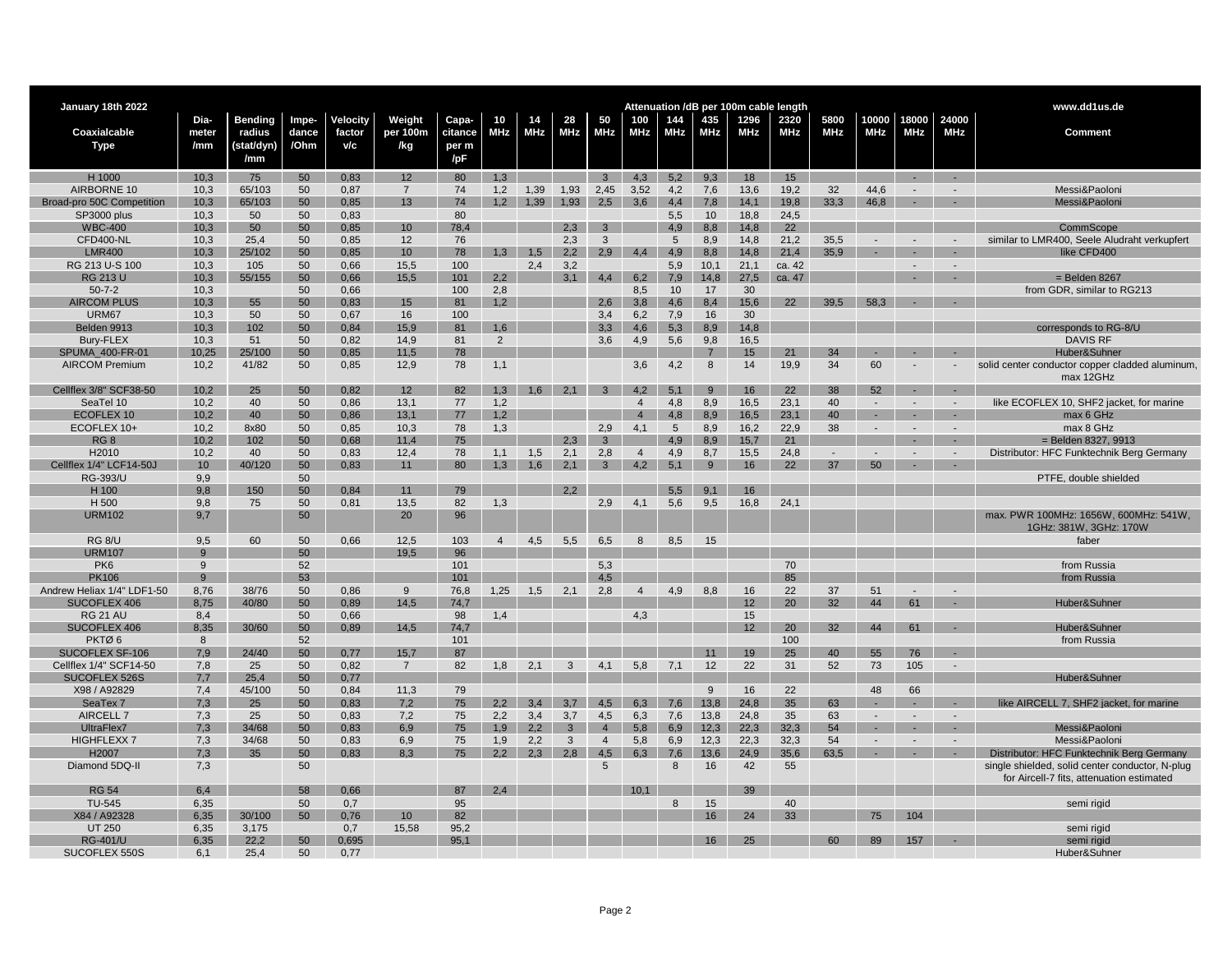| January 18th 2022 | | | | | | | Attenuation /dB per 100m cable length | | | | | | | | | | | | | | www.dd1us.de |
|---|---|---|---|---|---|---|---|---|---|---|---|---|---|---|---|---|---|---|---|---|---|
| Coaxialcable Type | Dia-meter /mm | Bending radius (stat/dyn) /mm | Impe-dance /Ohm | Velocity factor v/c | Weight per 100m /kg | Capa-citance per m /pF | 10 MHz | 14 MHz | 28 MHz | 50 MHz | 100 MHz | 144 MHz | 435 MHz | 1296 MHz | 2320 MHz | 5800 MHz | 10000 MHz | 18000 MHz | 24000 MHz | Comment |
| H 1000 | 10,3 | 75 | 50 | 0,83 | 12 | 80 | 1,3 | | | 3 | 4,3 | 5,2 | 9,3 | 18 | 15 | | | - | - | |
| AIRBORNE 10 | 10,3 | 65/103 | 50 | 0,87 | 7 | 74 | 1,2 | 1,39 | 1,93 | 2,45 | 3,52 | 4,2 | 7,6 | 13,6 | 19,2 | 32 | 44,6 | - | - | Messi&Paoloni |
| Broad-pro 50C Competition | 10,3 | 65/103 | 50 | 0,85 | 13 | 74 | 1,2 | 1,39 | 1,93 | 2,5 | 3,6 | 4,4 | 7,8 | 14,1 | 19,8 | 33,3 | 46,8 | - | - | Messi&Paoloni |
| SP3000 plus | 10,3 | 50 | 50 | 0,83 | | 80 | | | | | | 5,5 | 10 | 18,8 | 24,5 | | | | | |
| WBC-400 | 10,3 | 50 | 50 | 0,85 | 10 | 78,4 | | | 2,3 | 3 | | 4,9 | 8,8 | 14,8 | 22 | | | | | CommScope |
| CFD400-NL | 10,3 | 25,4 | 50 | 0,85 | 12 | 76 | | | 2,3 | 3 | | 5 | 8,9 | 14,8 | 21,2 | 35,5 | - | - | - | similar to LMR400, Seele Aludraht verkupfert |
| LMR400 | 10,3 | 25/102 | 50 | 0,85 | 10 | 78 | 1,3 | 1,5 | 2,2 | 2,9 | 4,4 | 4,9 | 8,8 | 14,8 | 21,4 | 35,9 | - | - | - | like CFD400 |
| RG 213 U-S 100 | 10,3 | 105 | 50 | 0,66 | 15,5 | 100 | | 2,4 | 3,2 | | | 5,9 | 10,1 | 21,1 | ca. 42 | | | - | - | |
| RG 213 U | 10,3 | 55/155 | 50 | 0,66 | 15,5 | 101 | 2,2 | | 3,1 | 4,4 | 6,2 | 7,9 | 14,8 | 27,5 | ca. 47 | | | - | - | = Belden 8267 |
| 50-7-2 | 10,3 | | 50 | 0,66 | | 100 | 2,8 | | | | 8,5 | 10 | 17 | 30 | | | | | | from GDR, similar to RG213 |
| AIRCOM PLUS | 10,3 | 55 | 50 | 0,83 | 15 | 81 | 1,2 | | | 2,6 | 3,8 | 4,6 | 8,4 | 15,6 | 22 | 39,5 | 58,3 | - | - | |
| URM67 | 10,3 | 50 | 50 | 0,67 | 16 | 100 | | | | 3,4 | 6,2 | 7,9 | 16 | 30 | | | | | | |
| Belden 9913 | 10,3 | 102 | 50 | 0,84 | 15,9 | 81 | 1,6 | | | 3,3 | 4,6 | 5,3 | 8,9 | 14,8 | | | | | | corresponds to RG-8/U |
| Bury-FLEX | 10,3 | 51 | 50 | 0,82 | 14,9 | 81 | 2 | | | 3,6 | 4,9 | 5,6 | 9,8 | 16,5 | | | | | | DAVIS RF |
| SPUMA_400-FR-01 | 10,25 | 25/100 | 50 | 0,85 | 11,5 | 78 | | | | | | | 7 | 15 | 21 | 34 | - | - | - | Huber&Suhner |
| AIRCOM Premium | 10,2 | 41/82 | 50 | 0,85 | 12,9 | 78 | 1,1 | | | | 3,6 | 4,2 | 8 | 14 | 19,9 | 34 | 60 | - | - | solid center conductor copper cladded aluminum, max 12GHz |
| Cellflex 3/8" SCF38-50 | 10,2 | 25 | 50 | 0,82 | 12 | 82 | 1,3 | 1,6 | 2,1 | 3 | 4,2 | 5,1 | 9 | 16 | 22 | 38 | 52 | - | - | |
| SeaTel 10 | 10,2 | 40 | 50 | 0,86 | 13,1 | 77 | 1,2 | | | | 4 | 4,8 | 8,9 | 16,5 | 23,1 | 40 | - | - | - | like ECOFLEX 10, SHF2 jacket, for marine |
| ECOFLEX 10 | 10,2 | 40 | 50 | 0,86 | 13,1 | 77 | 1,2 | | | | 4 | 4,8 | 8,9 | 16,5 | 23,1 | 40 | - | - | - | max 6 GHz |
| ECOFLEX 10+ | 10,2 | 8x80 | 50 | 0,85 | 10,3 | 78 | 1,3 | | | 2,9 | 4,1 | 5 | 8,9 | 16,2 | 22,9 | 38 | - | - | - | max 8 GHz |
| RG 8 | 10,2 | 102 | 50 | 0,68 | 11,4 | 75 | | | 2,3 | 3 | | 4,9 | 8,9 | 15,7 | 21 | | | - | - | = Belden 8327, 9913 |
| H2010 | 10,2 | 40 | 50 | 0,83 | 12,4 | 78 | 1,1 | 1,5 | 2,1 | 2,8 | 4 | 4,9 | 8,7 | 15,5 | 24,8 | - | - | - | - | Distributor: HFC Funktechnik Berg Germany |
| Cellflex 1/4" LCF14-50J | 10 | 40/120 | 50 | 0,83 | 11 | 80 | 1,3 | 1,6 | 2,1 | 3 | 4,2 | 5,1 | 9 | 16 | 22 | 37 | 50 | - | - | |
| RG-393/U | 9,9 | | 50 | | | | | | | | | | | | | | | | | PTFE, double shielded |
| H 100 | 9,8 | 150 | 50 | 0,84 | 11 | 79 | | | 2,2 | | | 5,5 | 9,1 | 16 | | | | | | |
| H 500 | 9,8 | 75 | 50 | 0,81 | 13,5 | 82 | 1,3 | | | 2,9 | 4,1 | 5,6 | 9,5 | 16,8 | 24,1 | | | | | |
| URM102 | 9,7 | | 50 | | 20 | 96 | | | | | | | | | | | | | | max. PWR 100MHz: 1656W, 600MHz: 541W, 1GHz: 381W, 3GHz: 170W |
| RG 8/U | 9,5 | 60 | 50 | 0,66 | 12,5 | 103 | 4 | 4,5 | 5,5 | 6,5 | 8 | 8,5 | 15 | | | | | | | faber |
| URM107 | 9 | | 50 | | 19,5 | 96 | | | | | | | | | | | | | | |
| PK6 | 9 | | 52 | | | 101 | | | | 5,3 | | | | | 70 | | | | | from Russia |
| PK106 | 9 | | 53 | | | 101 | | | | 4,5 | | | | | 85 | | | | | from Russia |
| Andrew Heliax 1/4" LDF1-50 | 8,76 | 38/76 | 50 | 0,86 | 9 | 76,8 | 1,25 | 1,5 | 2,1 | 2,8 | 4 | 4,9 | 8,8 | 16 | 22 | 37 | 51 | - | - | |
| SUCOFLEX 406 | 8,75 | 40/80 | 50 | 0,89 | 14,5 | 74,7 | | | | | | | | 12 | 20 | 32 | 44 | 61 | - | Huber&Suhner |
| RG 21 AU | 8,4 | | 50 | 0,66 | | 98 | 1,4 | | | | 4,3 | | | 15 | | | | | | |
| SUCOFLEX 406 | 8,35 | 30/60 | 50 | 0,89 | 14,5 | 74,7 | | | | | | | | 12 | 20 | 32 | 44 | 61 | - | Huber&Suhner |
| PKTØ 6 | 8 | | 52 | | | 101 | | | | | | | | | 100 | | | | | from Russia |
| SUCOFLEX SF-106 | 7,9 | 24/40 | 50 | 0,77 | 15,7 | 87 | | | | | | | 11 | 19 | 25 | 40 | 55 | 76 | - | |
| Cellflex 1/4" SCF14-50 | 7,8 | 25 | 50 | 0,82 | 7 | 82 | 1,8 | 2,1 | 3 | 4,1 | 5,8 | 7,1 | 12 | 22 | 31 | 52 | 73 | 105 | - | |
| SUCOFLEX 526S | 7,7 | 25,4 | 50 | 0,77 | | | | | | | | | | | | | | | | Huber&Suhner |
| X98 / A92829 | 7,4 | 45/100 | 50 | 0,84 | 11,3 | 79 | | | | | | | 9 | 16 | 22 | | 48 | 66 | | |
| SeaTex 7 | 7,3 | 25 | 50 | 0,83 | 7,2 | 75 | 2,2 | 3,4 | 3,7 | 4,5 | 6,3 | 7,6 | 13,8 | 24,8 | 35 | 63 | - | - | - | like AIRCELL 7, SHF2 jacket, for marine |
| AIRCELL 7 | 7,3 | 25 | 50 | 0,83 | 7,2 | 75 | 2,2 | 3,4 | 3,7 | 4,5 | 6,3 | 7,6 | 13,8 | 24,8 | 35 | 63 | - | - | - | |
| UltraFlex7 | 7,3 | 34/68 | 50 | 0,83 | 6,9 | 75 | 1,9 | 2,2 | 3 | 4 | 5,8 | 6,9 | 12,3 | 22,3 | 32,3 | 54 | - | - | - | Messi&Paoloni |
| HIGHFLEXX 7 | 7,3 | 34/68 | 50 | 0,83 | 6,9 | 75 | 1,9 | 2,2 | 3 | 4 | 5,8 | 6,9 | 12,3 | 22,3 | 32,3 | 54 | - | - | - | Messi&Paoloni |
| H2007 | 7,3 | 35 | 50 | 0,83 | 8,3 | 75 | 2,2 | 2,3 | 2,8 | 4,5 | 6,3 | 7,6 | 13,6 | 24,9 | 35,6 | 63,5 | - | - | - | Distributor: HFC Funktechnik Berg Germany |
| Diamond 5DQ-II | 7,3 | | 50 | | | | | | | 5 | | 8 | 16 | 42 | 55 | | | | | single shielded, solid center conductor, N-plug for Aircell-7 fits, attenuation estimated |
| RG 54 | 6,4 | | 58 | 0,66 | | 87 | 2,4 | | | | 10,1 | | | 39 | | | | | | |
| TU-545 | 6,35 | | 50 | 0,7 | | 95 | | | | | | 8 | 15 | | 40 | | | | | semi rigid |
| X84 / A92328 | 6,35 | 30/100 | 50 | 0,76 | 10 | 82 | | | | | | | 16 | 24 | 33 | | 75 | 104 | | |
| UT 250 | 6,35 | 3,175 | | 0,7 | 15,58 | 95,2 | | | | | | | | | | | | | | semi rigid |
| RG-401/U | 6,35 | 22,2 | 50 | 0,695 | | 95,1 | | | | | | | 16 | 25 | | 60 | 89 | 157 | - | semi rigid |
| SUCOFLEX 550S | 6,1 | 25,4 | 50 | 0,77 | | | | | | | | | | | | | | | | Huber&Suhner |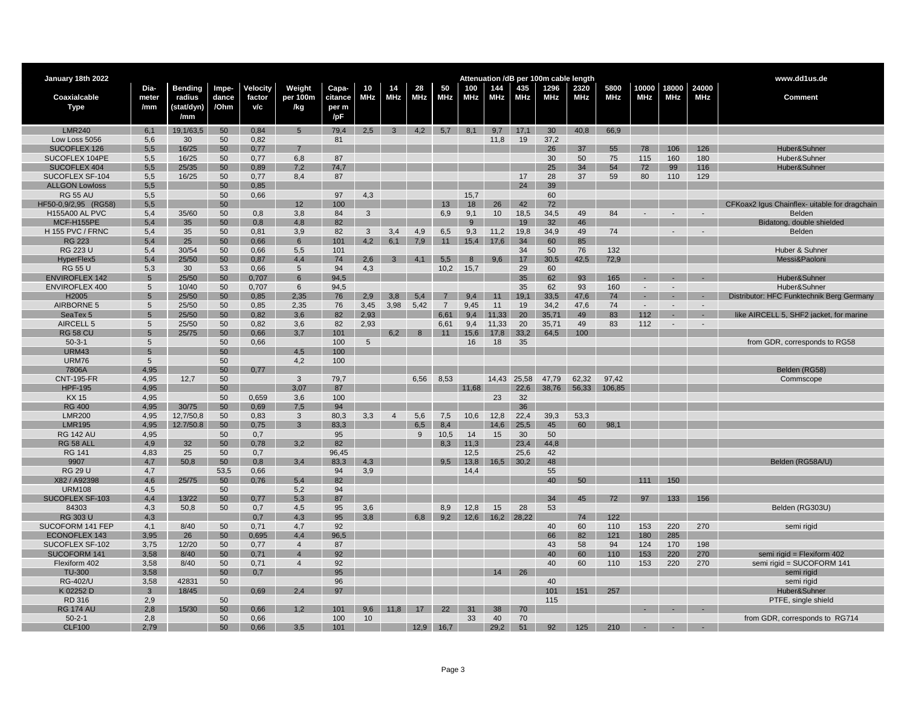| January 18th 2022 | | | | | | | Attenuation /dB per 100m cable length | | | | | | | | | | | | | www.dd1us.de |
|---|---|---|---|---|---|---|---|---|---|---|---|---|---|---|---|---|---|---|---|---|
| Coaxialcable Type | Dia-meter /mm | Bending radius (stat/dyn) /mm | Impe-dance /Ohm | Velocity factor v/c | Weight per 100m /kg | Capa-citance per m /pF | 10 MHz | 14 MHz | 28 MHz | 50 MHz | 100 MHz | 144 MHz | 435 MHz | 1296 MHz | 2320 MHz | 5800 MHz | 10000 MHz | 18000 MHz | 24000 MHz | Comment |
| LMR240 | 6,1 | 19,1/63,5 | 50 | 0,84 | 5 | 79,4 | 2,5 | 3 | 4,2 | 5,7 | 8,1 | 9,7 | 17,1 | 30 | 40,8 | 66,9 | | | | |
| Low Loss 5056 | 5,6 | 30 | 50 | 0,82 | | 81 | | | | | | 11,8 | 19 | 37,2 | | | | | | |
| SUCOFLEX 126 | 5,5 | 16/25 | 50 | 0,77 | 7 | | | | | | | | | 26 | 37 | 55 | 78 | 106 | 126 | Huber&Suhner |
| SUCOFLEX 104PE | 5,5 | 16/25 | 50 | 0,77 | 6,8 | 87 | | | | | | | | 30 | 50 | 75 | 115 | 160 | 180 | Huber&Suhner |
| SUCOFLEX 404 | 5,5 | 25/35 | 50 | 0,89 | 7,2 | 74,7 | | | | | | | | 25 | 34 | 54 | 72 | 99 | 116 | Huber&Suhner |
| SUCOFLEX SF-104 | 5,5 | 16/25 | 50 | 0,77 | 8,4 | 87 | | | | | | | 17 | 28 | 37 | 59 | 80 | 110 | 129 | |
| ALLGON Lowloss | 5,5 | | 50 | 0,85 | | | | | | | | | 24 | 39 | | | | | | |
| RG 55 AU | 5,5 | | 50 | 0,66 | | 97 | 4,3 | | | | 15,7 | | | 60 | | | | | | |
| HF50-0,9/2,95 (RG58) | 5,5 | | 50 | | 12 | 100 | | | | 13 | 18 | 26 | 42 | 72 | | | | | | CFKoax2 Igus Chainflex- uitable for dragchain |
| H155A00 AL PVC | 5,4 | 35/60 | 50 | 0,8 | 3,8 | 84 | 3 | | | 6,9 | 9,1 | 10 | 18,5 | 34,5 | 49 | 84 | - | - | - | Belden |
| MCF-H155PE | 5,4 | 35 | 50 | 0,8 | 4,8 | 82 | | | | | 9 | | 19 | 32 | 46 | | | | | Bidatong, double shielded |
| H 155 PVC / FRNC | 5,4 | 35 | 50 | 0,81 | 3,9 | 82 | 3 | 3,4 | 4,9 | 6,5 | 9,3 | 11,2 | 19,8 | 34,9 | 49 | 74 | | - | - | Belden |
| RG 223 | 5,4 | 25 | 50 | 0,66 | 6 | 101 | 4,2 | 6,1 | 7,9 | 11 | 15,4 | 17,6 | 34 | 60 | 85 | | | | | |
| RG 223 U | 5,4 | 30/54 | 50 | 0,66 | 5,5 | 101 | | | | | | | 34 | 50 | 76 | 132 | | | | Huber & Suhner |
| HyperFlex5 | 5,4 | 25/50 | 50 | 0,87 | 4,4 | 74 | 2,6 | 3 | 4,1 | 5,5 | 8 | 9,6 | 17 | 30,5 | 42,5 | 72,9 | | | | Messi&Paoloni |
| RG 55 U | 5,3 | 30 | 53 | 0,66 | 5 | 94 | 4,3 | | | 10,2 | 15,7 | | 29 | 60 | | | | | | |
| ENVIROFLEX 142 | 5 | 25/50 | 50 | 0,707 | 6 | 94,5 | | | | | | | 35 | 62 | 93 | 165 | - | - | - | Huber&Suhner |
| ENVIROFLEX 400 | 5 | 10/40 | 50 | 0,707 | 6 | 94,5 | | | | | | | 35 | 62 | 93 | 160 | - | - | | Huber&Suhner |
| H2005 | 5 | 25/50 | 50 | 0,85 | 2,35 | 76 | 2,9 | 3,8 | 5,4 | 7 | 9,4 | 11 | 19,1 | 33,5 | 47,6 | 74 | - | - | - | Distributor: HFC Funktechnik Berg Germany |
| AIRBORNE 5 | 5 | 25/50 | 50 | 0,85 | 2,35 | 76 | 3,45 | 3,98 | 5,42 | 7 | 9,45 | 11 | 19 | 34,2 | 47,6 | 74 | - | - | - | |
| SeaTex 5 | 5 | 25/50 | 50 | 0,82 | 3,6 | 82 | 2,93 | | | 6,61 | 9,4 | 11,33 | 20 | 35,71 | 49 | 83 | 112 | - | - | like AIRCELL 5, SHF2 jacket, for marine |
| AIRCELL 5 | 5 | 25/50 | 50 | 0,82 | 3,6 | 82 | 2,93 | | | 6,61 | 9,4 | 11,33 | 20 | 35,71 | 49 | 83 | 112 | - | - | |
| RG 58 CU | 5 | 25/75 | 50 | 0,66 | 3,7 | 101 | | 6,2 | 8 | 11 | 15,6 | 17,8 | 33,2 | 64,5 | 100 | | | | | |
| 50-3-1 | 5 | | 50 | 0,66 | | 100 | 5 | | | | 16 | 18 | 35 | | | | | | | from GDR, corresponds to RG58 |
| URM43 | 5 | | 50 | | 4,5 | 100 | | | | | | | | | | | | | | |
| URM76 | 5 | | 50 | | 4,2 | 100 | | | | | | | | | | | | | | |
| 7806A | 4,95 | | 50 | 0,77 | | | | | | | | | | | | | | | | Belden (RG58) |
| CNT-195-FR | 4,95 | 12,7 | 50 | | 3 | 79,7 | | | 6,56 | 8,53 | | 14,43 | 25,58 | 47,79 | 62,32 | 97,42 | | | | Commscope |
| HPF-195 | 4,95 | | 50 | | 3,07 | 87 | | | | | 11,68 | | 22,6 | 38,76 | 56,33 | 106,85 | | | | |
| KX 15 | 4,95 | | 50 | 0,659 | 3,6 | 100 | | | | | | 23 | 32 | | | | | | | |
| RG 400 | 4,95 | 30/75 | 50 | 0,69 | 7,5 | 94 | | | | | | | 36 | | | | | | | |
| LMR200 | 4,95 | 12,7/50,8 | 50 | 0,83 | 3 | 80,3 | 3,3 | 4 | 5,6 | 7,5 | 10,6 | 12,8 | 22,4 | 39,3 | 53,3 | | | | | |
| LMR195 | 4,95 | 12.7/50.8 | 50 | 0,75 | 3 | 83,3 | | | 6,5 | 8,4 | | 14,6 | 25,5 | 45 | 60 | 98,1 | | | | |
| RG 142 AU | 4,95 | | 50 | 0,7 | | 95 | | | 9 | 10,5 | 14 | 15 | 30 | 50 | | | | | | |
| RG 58 ALL | 4,9 | 32 | 50 | 0,78 | 3,2 | 82 | | | | 8,3 | 11,3 | | 23,4 | 44,8 | | | | | | |
| RG 141 | 4,83 | 25 | 50 | 0,7 | | 96,45 | | | | | 12,5 | | 25,6 | 42 | | | | | | |
| 9907 | 4,7 | 50,8 | 50 | 0,8 | 3,4 | 83,3 | 4,3 | | | 9,5 | 13,8 | 16,5 | 30,2 | 48 | | | | | | Belden (RG58A/U) |
| RG 29 U | 4,7 | | 53,5 | 0,66 | | 94 | 3,9 | | | | 14,4 | | | 55 | | | | | | |
| X82 / A92398 | 4,6 | 25/75 | 50 | 0,76 | 5,4 | 82 | | | | | | | | 40 | 50 | | 111 | 150 | | |
| URM108 | 4,5 | | 50 | | 5,2 | 94 | | | | | | | | | | | | | | |
| SUCOFLEX SF-103 | 4,4 | 13/22 | 50 | 0,77 | 5,3 | 87 | | | | | | | | 34 | 45 | 72 | 97 | 133 | 156 | |
| 84303 | 4,3 | 50,8 | 50 | 0,7 | 4,5 | 95 | 3,6 | | | 8,9 | 12,8 | 15 | 28 | 53 | | | | | | Belden (RG303U) |
| RG 303 U | 4,3 | | | 0,7 | 4,3 | 95 | 3,8 | | 6,8 | 9,2 | 12,6 | 16,2 | 28,22 | | 74 | 122 | | | | |
| SUCOFORM 141 FEP | 4,1 | 8/40 | 50 | 0,71 | 4,7 | 92 | | | | | | | | 40 | 60 | 110 | 153 | 220 | 270 | semi rigid |
| ECONOFLEX 143 | 3,95 | 26 | 50 | 0,695 | 4,4 | 96,5 | | | | | | | | 66 | 82 | 121 | 180 | 285 | | |
| SUCOFLEX SF-102 | 3,75 | 12/20 | 50 | 0,77 | 4 | 87 | | | | | | | | 43 | 58 | 94 | 124 | 170 | 198 | |
| SUCOFORM 141 | 3,58 | 8/40 | 50 | 0,71 | 4 | 92 | | | | | | | | 40 | 60 | 110 | 153 | 220 | 270 | semi rigid = Flexiform 402 |
| Flexiform 402 | 3,58 | 8/40 | 50 | 0,71 | 4 | 92 | | | | | | | | 40 | 60 | 110 | 153 | 220 | 270 | semi rigid = SUCOFORM 141 |
| TU-300 | 3,58 | | 50 | 0,7 | | 95 | | | | | | 14 | 26 | | | | | | | semi rigid |
| RG-402/U | 3,58 | 42831 | 50 | | | 96 | | | | | | | | 40 | | | | | | semi rigid |
| K 02252 D | 3 | 18/45 | | 0,69 | 2,4 | 97 | | | | | | | | 101 | 151 | 257 | | | | Huber&Suhner |
| RD 316 | 2,9 | | 50 | | | | | | | | | | | 115 | | | | | | PTFE, single shield |
| RG 174 AU | 2,8 | 15/30 | 50 | 0,66 | 1,2 | 101 | 9,6 | 11,8 | 17 | 22 | 31 | 38 | 70 | | | | - | - | - | |
| 50-2-1 | 2,8 | | 50 | 0,66 | | 100 | 10 | | | | 33 | 40 | 70 | | | | | | | from GDR, corresponds to RG714 |
| CLF100 | 2,79 | | 50 | 0,66 | 3,5 | 101 | | | 12,9 | 16,7 | | 29,2 | 51 | 92 | 125 | 210 | - | - | - | |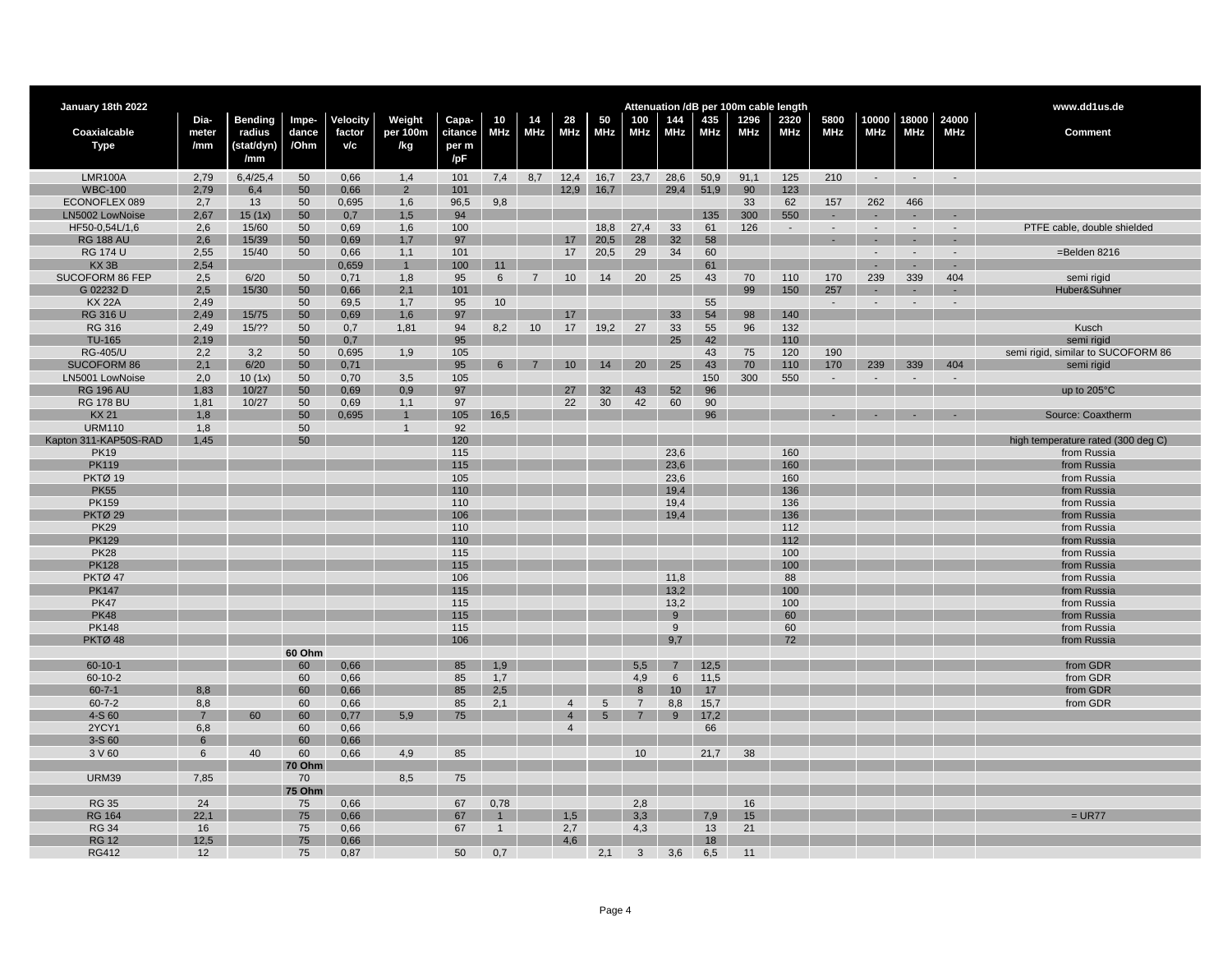| January 18th 2022 | | | | | | | Attenuation /dB per 100m cable length | | | | | | | | | | | | | | www.dd1us.de |
|---|---|---|---|---|---|---|---|---|---|---|---|---|---|---|---|---|---|---|---|---|---|
| Coaxialcable Type | Dia-meter /mm | Bending radius (stat/dyn) /mm | Impe-dance /Ohm | Velocity factor v/c | Weight per 100m /kg | Capa-citance per m /pF | 10 MHz | 14 MHz | 28 MHz | 50 MHz | 100 MHz | 144 MHz | 435 MHz | 1296 MHz | 2320 MHz | 5800 MHz | 10000 MHz | 18000 MHz | 24000 MHz | | Comment |
| LMR100A | 2,79 | 6,4/25,4 | 50 | 0,66 | 1,4 | 101 | 7,4 | 8,7 | 12,4 | 16,7 | 23,7 | 28,6 | 50,9 | 91,1 | 125 | 210 | - | - | - | | |
| WBC-100 | 2,79 | 6,4 | 50 | 0,66 | 2 | 101 | | | 12,9 | 16,7 | | 29,4 | 51,9 | 90 | 123 | | | | | | |
| ECONOFLEX 089 | 2,7 | 13 | 50 | 0,695 | 1,6 | 96,5 | 9,8 | | | | | | | 33 | 62 | 157 | 262 | 466 | | | |
| LN5002 LowNoise | 2,67 | 15 (1x) | 50 | 0,7 | 1,5 | 94 | | | | | | | 135 | 300 | 550 | - | - | - | - | | |
| HF50-0,54L/1,6 | 2,6 | 15/60 | 50 | 0,69 | 1,6 | 100 | | | | 18,8 | 27,4 | 33 | 61 | 126 | - | - | - | - | - | | PTFE cable, double shielded |
| RG 188 AU | 2,6 | 15/39 | 50 | 0,69 | 1,7 | 97 | | | 17 | 20,5 | 28 | 32 | 58 | | | - | - | - | - | | |
| RG 174 U | 2,55 | 15/40 | 50 | 0,66 | 1,1 | 101 | | | 17 | 20,5 | 29 | 34 | 60 | | | | - | - | - | | =Belden 8216 |
| KX 3B | 2,54 | | | 0,659 | 1 | 100 | 11 | | | | | | 61 | | | | - | - | - | | |
| SUCOFORM 86 FEP | 2,5 | 6/20 | 50 | 0,71 | 1,8 | 95 | 6 | 7 | 10 | 14 | 20 | 25 | 43 | 70 | 110 | 170 | 239 | 339 | 404 | | semi rigid |
| G 02232 D | 2,5 | 15/30 | 50 | 0,66 | 2,1 | 101 | | | | | | | | 99 | 150 | 257 | - | - | - | | Huber&Suhner |
| KX 22A | 2,49 | | 50 | 69,5 | 1,7 | 95 | 10 | | | | | | 55 | | | - | - | - | - | | |
| RG 316 U | 2,49 | 15/75 | 50 | 0,69 | 1,6 | 97 | | | 17 | | | 33 | 54 | 98 | 140 | | | | | | |
| RG 316 | 2,49 | 15/?? | 50 | 0,7 | 1,81 | 94 | 8,2 | 10 | 17 | 19,2 | 27 | 33 | 55 | 96 | 132 | | | | | | Kusch |
| TU-165 | 2,19 | | 50 | 0,7 | | 95 | | | | | | 25 | 42 | | 110 | | | | | | semi rigid |
| RG-405/U | 2,2 | 3,2 | 50 | 0,695 | 1,9 | 105 | | | | | | | 43 | 75 | 120 | 190 | | | | | semi rigid, similar to SUCOFORM 86 |
| SUCOFORM 86 | 2,1 | 6/20 | 50 | 0,71 | | 95 | 6 | 7 | 10 | 14 | 20 | 25 | 43 | 70 | 110 | 170 | 239 | 339 | 404 | | semi rigid |
| LN5001 LowNoise | 2,0 | 10 (1x) | 50 | 0,70 | 3,5 | 105 | | | | | | | 150 | 300 | 550 | - | - | - | - | | |
| RG 196 AU | 1,83 | 10/27 | 50 | 0,69 | 0,9 | 97 | | | 27 | 32 | 43 | 52 | 96 | | | | | | | | up to 205°C |
| RG 178 BU | 1,81 | 10/27 | 50 | 0,69 | 1,1 | 97 | | | 22 | 30 | 42 | 60 | 90 | | | | | | | | |
| KX 21 | 1,8 | | 50 | 0,695 | 1 | 105 | 16,5 | | | | | | 96 | | | - | - | - | - | | Source: Coaxtherm |
| URM110 | 1,8 | | 50 | | 1 | 92 | | | | | | | | | | | | | | | |
| Kapton 311-KAP50S-RAD | 1,45 | | 50 | | | 120 | | | | | | | | | | | | | | | high temperature rated (300 deg C) |
| PK19 | | | | | | 115 | | | | | | 23,6 | | | 160 | | | | | | from Russia |
| PK119 | | | | | | 115 | | | | | | 23,6 | | | 160 | | | | | | from Russia |
| PKTØ 19 | | | | | | 105 | | | | | | 23,6 | | | 160 | | | | | | from Russia |
| PK55 | | | | | | 110 | | | | | | 19,4 | | | 136 | | | | | | from Russia |
| PK159 | | | | | | 110 | | | | | | 19,4 | | | 136 | | | | | | from Russia |
| PKTØ 29 | | | | | | 106 | | | | | | 19,4 | | | 136 | | | | | | from Russia |
| PK29 | | | | | | 110 | | | | | | | | | 112 | | | | | | from Russia |
| PK129 | | | | | | 110 | | | | | | | | | 112 | | | | | | from Russia |
| PK28 | | | | | | 115 | | | | | | | | | 100 | | | | | | from Russia |
| PK128 | | | | | | 115 | | | | | | | | | 100 | | | | | | from Russia |
| PKTØ 47 | | | | | | 106 | | | | | | 11,8 | | | 88 | | | | | | from Russia |
| PK147 | | | | | | 115 | | | | | | 13,2 | | | 100 | | | | | | from Russia |
| PK47 | | | | | | 115 | | | | | | 13,2 | | | 100 | | | | | | from Russia |
| PK48 | | | | | | 115 | | | | | | 9 | | | 60 | | | | | | from Russia |
| PK148 | | | | | | 115 | | | | | | 9 | | | 60 | | | | | | from Russia |
| PKTØ 48 | | | | | | 106 | | | | | | 9,7 | | | 72 | | | | | | from Russia |
| | | | **60 Ohm** | | | | | | | | | | | | | | | | | | |
| 60-10-1 | | | 60 | 0,66 | | 85 | 1,9 | | | | 5,5 | 7 | 12,5 | | | | | | | | from GDR |
| 60-10-2 | | | 60 | 0,66 | | 85 | 1,7 | | | | 4,9 | 6 | 11,5 | | | | | | | | from GDR |
| 60-7-1 | 8,8 | | 60 | 0,66 | | 85 | 2,5 | | | | 8 | 10 | 17 | | | | | | | | from GDR |
| 60-7-2 | 8,8 | | 60 | 0,66 | | 85 | 2,1 | | 4 | 5 | 7 | 8,8 | 15,7 | | | | | | | | from GDR |
| 4-S 60 | 7 | 60 | 60 | 0,77 | 5,9 | 75 | | | 4 | 5 | 7 | 9 | 17,2 | | | | | | | | |
| 2YCY1 | 6,8 | | 60 | 0,66 | | | | | 4 | | | | 66 | | | | | | | | |
| 3-S 60 | 6 | | 60 | 0,66 | | | | | | | | | | | | | | | | | |
| 3 V 60 | 6 | 40 | 60 | 0,66 | 4,9 | 85 | | | | | 10 | | 21,7 | 38 | | | | | | | |
| | | | **70 Ohm** | | | | | | | | | | | | | | | | | | |
| URM39 | 7,85 | | 70 | | 8,5 | 75 | | | | | | | | | | | | | | | |
| | | | **75 Ohm** | | | | | | | | | | | | | | | | | | |
| RG 35 | 24 | | 75 | 0,66 | | 67 | 0,78 | | | | 2,8 | | | 16 | | | | | | | |
| RG 164 | 22,1 | | 75 | 0,66 | | 67 | 1 | | 1,5 | | 3,3 | | 7,9 | 15 | | | | | | | = UR77 |
| RG 34 | 16 | | 75 | 0,66 | | 67 | 1 | | 2,7 | | 4,3 | | 13 | 21 | | | | | | | |
| RG 12 | 12,5 | | 75 | 0,66 | | | | | 4,6 | | | | 18 | | | | | | | | |
| RG412 | 12 | | 75 | 0,87 | | 50 | 0,7 | | | 2,1 | 3 | 3,6 | 6,5 | 11 | | | | | | | |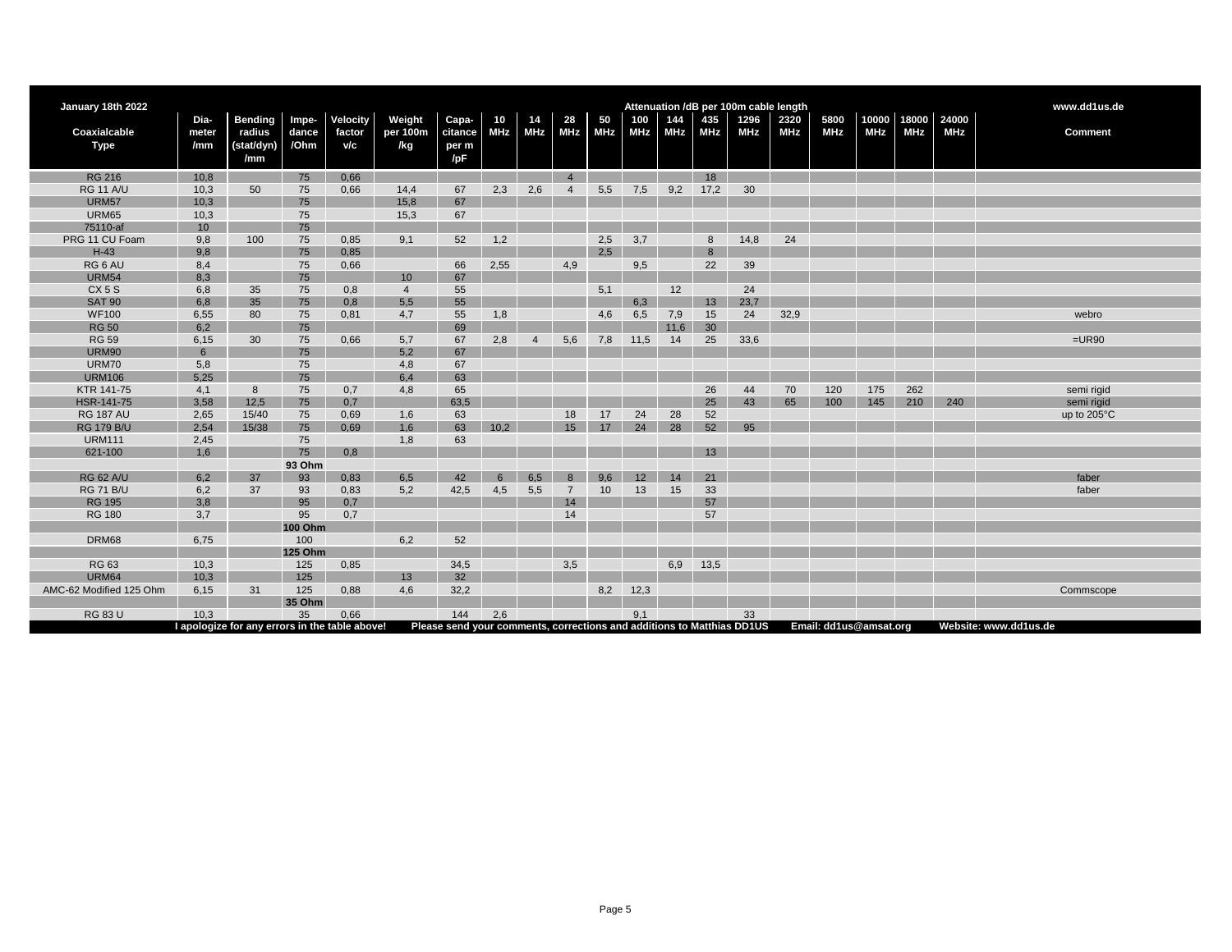| January 18th 2022 | | | | | | | Attenuation /dB per 100m cable length | | | | | | | | | | | | | | | www.dd1us.de |
|---|---|---|---|---|---|---|---|---|---|---|---|---|---|---|---|---|---|---|---|---|---|---|
| Coaxialcable Type | Dia-meter /mm | Bending radius (stat/dyn) /mm | Impe-dance /Ohm | Velocity factor v/c | Weight per 100m /kg | Capa-citance per m /pF | 10 MHz | 14 MHz | 28 MHz | 50 MHz | 100 MHz | 144 MHz | 435 MHz | 1296 MHz | 2320 MHz | 5800 MHz | 10000 MHz | 18000 MHz | 24000 MHz | Comment | | |
| RG 216 | 10,8 | | 75 | 0,66 | | | | | 4 | | | | 18 | | | | | | | | | |
| RG 11 A/U | 10,3 | 50 | 75 | 0,66 | 14,4 | 67 | 2,3 | 2,6 | 4 | 5,5 | 7,5 | 9,2 | 17,2 | 30 | | | | | | | | |
| URM57 | 10,3 | | 75 | | 15,8 | 67 | | | | | | | | | | | | | | | | |
| URM65 | 10,3 | | 75 | | 15,3 | 67 | | | | | | | | | | | | | | | | |
| 75110-af | 10 | | 75 | | | | | | | | | | | | | | | | | | | |
| PRG 11 CU Foam | 9,8 | 100 | 75 | 0,85 | 9,1 | 52 | 1,2 | | | 2,5 | 3,7 | | 8 | 14,8 | 24 | | | | | | | |
| H-43 | 9,8 | | 75 | 0,85 | | | | | | 2,5 | | | 8 | | | | | | | | | |
| RG 6 AU | 8,4 | | 75 | 0,66 | | 66 | 2,55 | | 4,9 | | 9,5 | | 22 | 39 | | | | | | | | |
| URM54 | 8,3 | | 75 | | 10 | 67 | | | | | | | | | | | | | | | | |
| CX 5 S | 6,8 | 35 | 75 | 0,8 | 4 | 55 | | | | 5,1 | | 12 | | 24 | | | | | | | | |
| SAT 90 | 6,8 | 35 | 75 | 0,8 | 5,5 | 55 | | | | | 6,3 | | 13 | 23,7 | | | | | | | | |
| WF100 | 6,55 | 80 | 75 | 0,81 | 4,7 | 55 | 1,8 | | | 4,6 | 6,5 | 7,9 | 15 | 24 | 32,9 | | | | | webro | | |
| RG 50 | 6,2 | | 75 | | | 69 | | | | | | 11,6 | 30 | | | | | | | | | |
| RG 59 | 6,15 | 30 | 75 | 0,66 | 5,7 | 67 | 2,8 | 4 | 5,6 | 7,8 | 11,5 | 14 | 25 | 33,6 | | | | | | =UR90 | | |
| URM90 | 6 | | 75 | | 5,2 | 67 | | | | | | | | | | | | | | | | |
| URM70 | 5,8 | | 75 | | 4,8 | 67 | | | | | | | | | | | | | | | | |
| URM106 | 5,25 | | 75 | | 6,4 | 63 | | | | | | | | | | | | | | | | |
| KTR 141-75 | 4,1 | 8 | 75 | 0,7 | 4,8 | 65 | | | | | | | 26 | 44 | 70 | 120 | 175 | 262 | | semi rigid | | |
| HSR-141-75 | 3,58 | 12,5 | 75 | 0,7 | | 63,5 | | | | | | | 25 | 43 | 65 | 100 | 145 | 210 | 240 | semi rigid | | |
| RG 187 AU | 2,65 | 15/40 | 75 | 0,69 | 1,6 | 63 | | | 18 | 17 | 24 | 28 | 52 | | | | | | | up to 205°C | | |
| RG 179 B/U | 2,54 | 15/38 | 75 | 0,69 | 1,6 | 63 | 10,2 | | 15 | 17 | 24 | 28 | 52 | 95 | | | | | | | | |
| URM111 | 2,45 | | 75 | | 1,8 | 63 | | | | | | | | | | | | | | | | |
| 621-100 | 1,6 | | 75 | 0,8 | | | | | | | | | 13 | | | | | | | | | |
| | | | **93 Ohm** | | | | | | | | | | | | | | | | | | | |
| RG 62 A/U | 6,2 | 37 | 93 | 0,83 | 6,5 | 42 | 6 | 6,5 | 8 | 9,6 | 12 | 14 | 21 | | | | | | | faber | | |
| RG 71 B/U | 6,2 | 37 | 93 | 0,83 | 5,2 | 42,5 | 4,5 | 5,5 | 7 | 10 | 13 | 15 | 33 | | | | | | | faber | | |
| RG 195 | 3,8 | | 95 | 0,7 | | | | | 14 | | | | 57 | | | | | | | | | |
| RG 180 | 3,7 | | 95 | 0,7 | | | | | 14 | | | | 57 | | | | | | | | | |
| | | | **100 Ohm** | | | | | | | | | | | | | | | | | | | |
| DRM68 | 6,75 | | 100 | | 6,2 | 52 | | | | | | | | | | | | | | | | |
| | | | **125 Ohm** | | | | | | | | | | | | | | | | | | | |
| RG 63 | 10,3 | | 125 | 0,85 | | 34,5 | | | 3,5 | | | 6,9 | 13,5 | | | | | | | | | |
| URM64 | 10,3 | | 125 | | 13 | 32 | | | | | | | | | | | | | | | | |
| AMC-62 Modified 125 Ohm | 6,15 | 31 | 125 | 0,88 | 4,6 | 32,2 | | | | 8,2 | 12,3 | | | | | | | | | Commscope | | |
| | | | **35 Ohm** | | | | | | | | | | | | | | | | | | | |
| RG 83 U | 10,3 | | 35 | 0,66 | | 144 | 2,6 | | | | 9,1 | | | 33 | | | | | | | | |

I apologize for any errors in the table above! Please send your comments, corrections and additions to Matthias DD1US Email: dd1us@amsat.org Website: www.dd1us.de